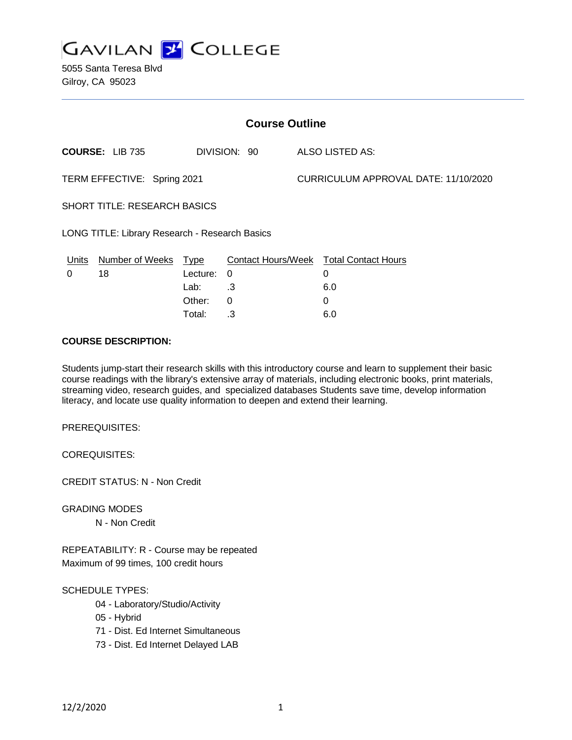# GAVILAN COLLEGE

5055 Santa Teresa Blvd
Gilroy, CA 95023

## Course Outline

**COURSE:** LIB 735 DIVISION: 90 ALSO LISTED AS:

TERM EFFECTIVE: Spring 2021 CURRICULUM APPROVAL DATE: 11/10/2020

SHORT TITLE: RESEARCH BASICS

LONG TITLE: Library Research - Research Basics

| Units | Number of Weeks | Type | Contact Hours/Week | Total Contact Hours |
|---|---|---|---|---|
| 0 | 18 | Lecture: | 0 | 0 |
| | | Lab: | .3 | 6.0 |
| | | Other: | 0 | 0 |
| | | Total: | .3 | 6.0 |

**COURSE DESCRIPTION:**

Students jump-start their research skills with this introductory course and learn to supplement their basic course readings with the library's extensive array of materials, including electronic books, print materials, streaming video, research guides, and specialized databases Students save time, develop information literacy, and locate use quality information to deepen and extend their learning.

PREREQUISITES:

COREQUISITES:

CREDIT STATUS: N - Non Credit

GRADING MODES

N - Non Credit

REPEATABILITY: R - Course may be repeated
Maximum of 99 times, 100 credit hours

SCHEDULE TYPES:

04 - Laboratory/Studio/Activity
05 - Hybrid
71 - Dist. Ed Internet Simultaneous
73 - Dist. Ed Internet Delayed LAB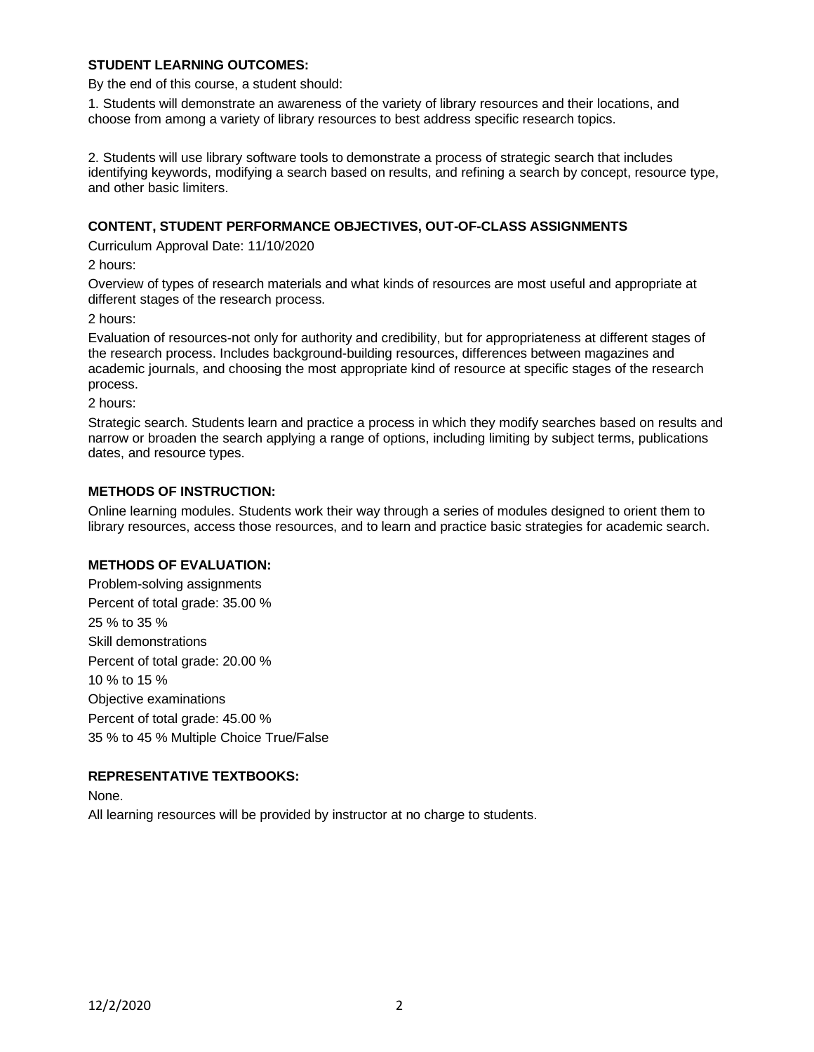## STUDENT LEARNING OUTCOMES:

By the end of this course, a student should:

1. Students will demonstrate an awareness of the variety of library resources and their locations, and choose from among a variety of library resources to best address specific research topics.

2. Students will use library software tools to demonstrate a process of strategic search that includes identifying keywords, modifying a search based on results, and refining a search by concept, resource type, and other basic limiters.

## CONTENT, STUDENT PERFORMANCE OBJECTIVES, OUT-OF-CLASS ASSIGNMENTS

Curriculum Approval Date: 11/10/2020

2 hours:

Overview of types of research materials and what kinds of resources are most useful and appropriate at different stages of the research process.

2 hours:

Evaluation of resources-not only for authority and credibility, but for appropriateness at different stages of the research process. Includes background-building resources, differences between magazines and academic journals, and choosing the most appropriate kind of resource at specific stages of the research process.

2 hours:

Strategic search. Students learn and practice a process in which they modify searches based on results and narrow or broaden the search applying a range of options, including limiting by subject terms, publications dates, and resource types.

## METHODS OF INSTRUCTION:

Online learning modules. Students work their way through a series of modules designed to orient them to library resources, access those resources, and to learn and practice basic strategies for academic search.

## METHODS OF EVALUATION:

Problem-solving assignments
Percent of total grade: 35.00 %
25 % to 35 %

Skill demonstrations
Percent of total grade: 20.00 %
10 % to 15 %

Objective examinations
Percent of total grade: 45.00 %
35 % to 45 % Multiple Choice True/False

## REPRESENTATIVE TEXTBOOKS:

None.

All learning resources will be provided by instructor at no charge to students.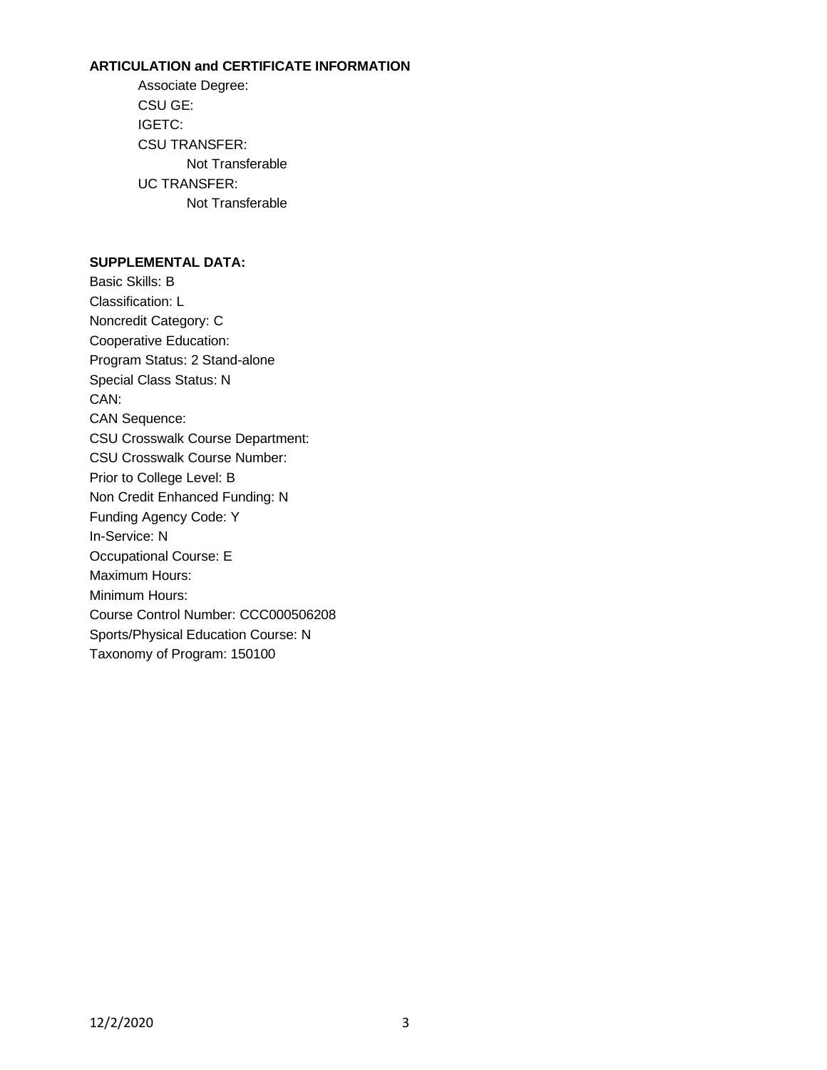**ARTICULATION and CERTIFICATE INFORMATION**

Associate Degree:

CSU GE:

IGETC:

CSU TRANSFER:

Not Transferable

UC TRANSFER:

Not Transferable

**SUPPLEMENTAL DATA:**

Basic Skills: B

Classification: L

Noncredit Category: C

Cooperative Education:

Program Status: 2 Stand-alone

Special Class Status: N

CAN:

CAN Sequence:

CSU Crosswalk Course Department:

CSU Crosswalk Course Number:

Prior to College Level: B

Non Credit Enhanced Funding: N

Funding Agency Code: Y

In-Service: N

Occupational Course: E

Maximum Hours:

Minimum Hours:

Course Control Number: CCC000506208

Sports/Physical Education Course: N

Taxonomy of Program: 150100